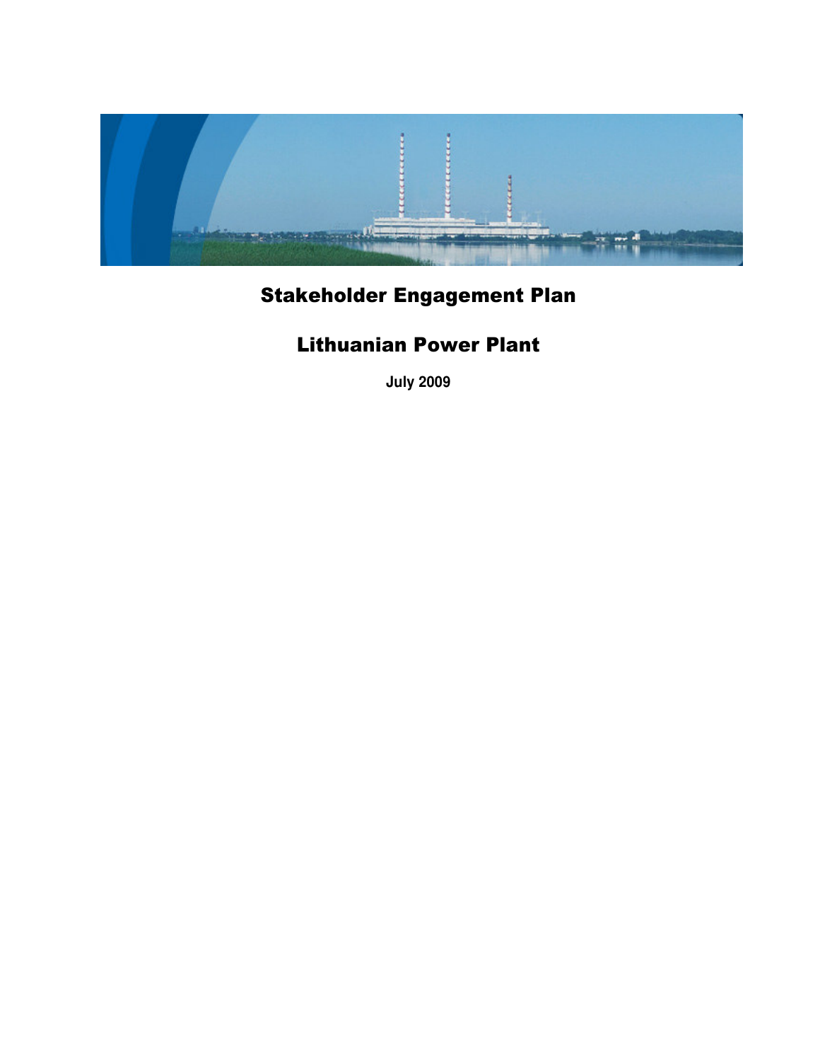# Stakeholder Engagement Plan

# Lithuanian Power Plant

**July 2009**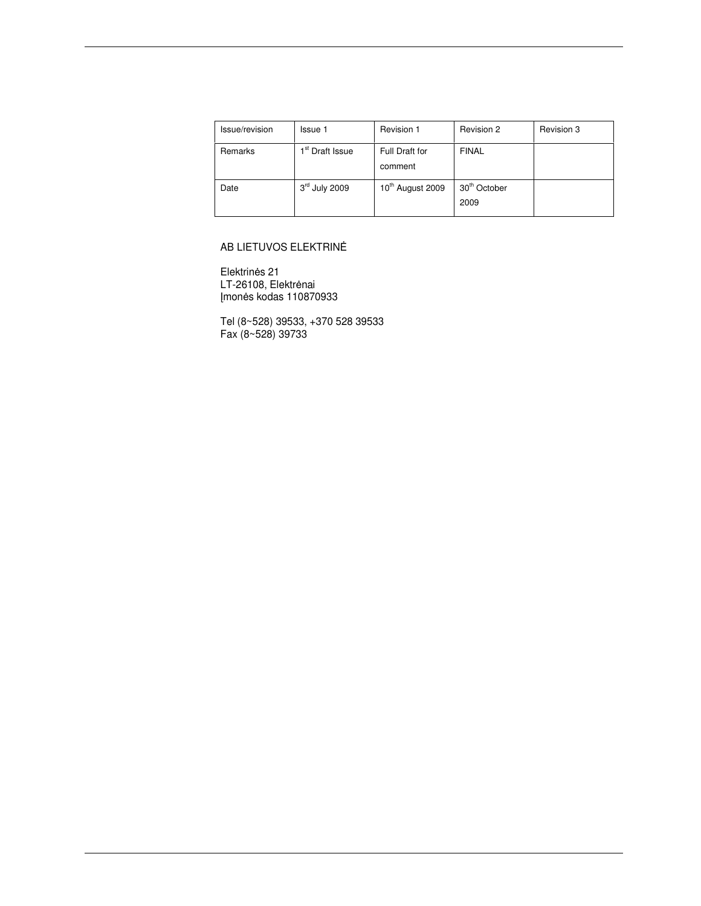| Issue/revision | Issue 1 | Revision 1 | Revision 2 | Revision 3 |
|---|---|---|---|---|
| Remarks | 1st Draft Issue | Full Draft for comment | FINAL | |
| Date | 3rd July 2009 | 10th August 2009 | 30th October 2009 | |

AB LIETUVOS ELEKTRINĖ

Elektrinės 21
LT-26108, Elektrėnai
Įmonės kodas 110870933

Tel (8~528) 39533, +370 528 39533
Fax (8~528) 39733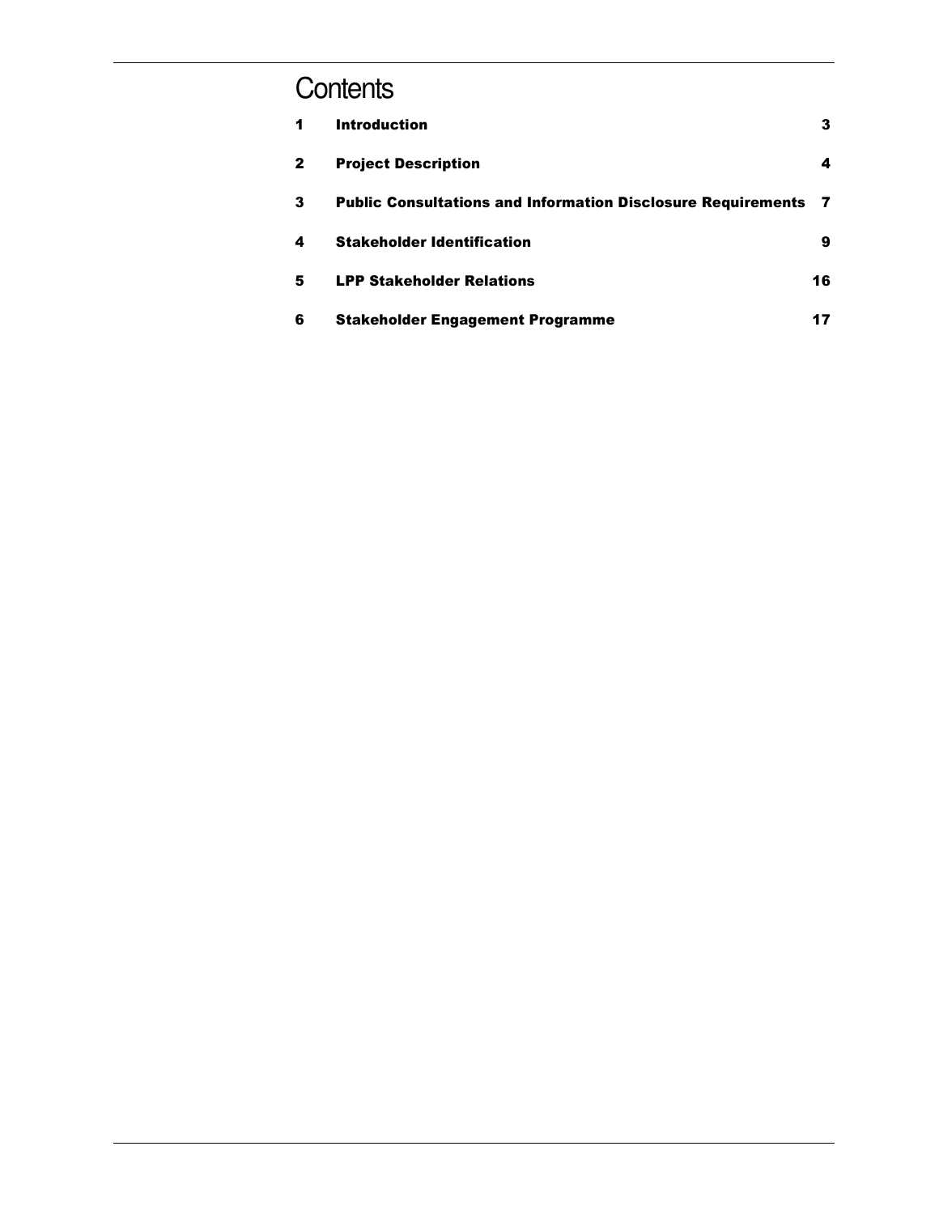# Contents

| | | |
|---|---|---|
| 1 | Introduction | 3 |
| 2 | Project Description | 4 |
| 3 | Public Consultations and Information Disclosure Requirements | 7 |
| 4 | Stakeholder Identification | 9 |
| 5 | LPP Stakeholder Relations | 16 |
| 6 | Stakeholder Engagement Programme | 17 |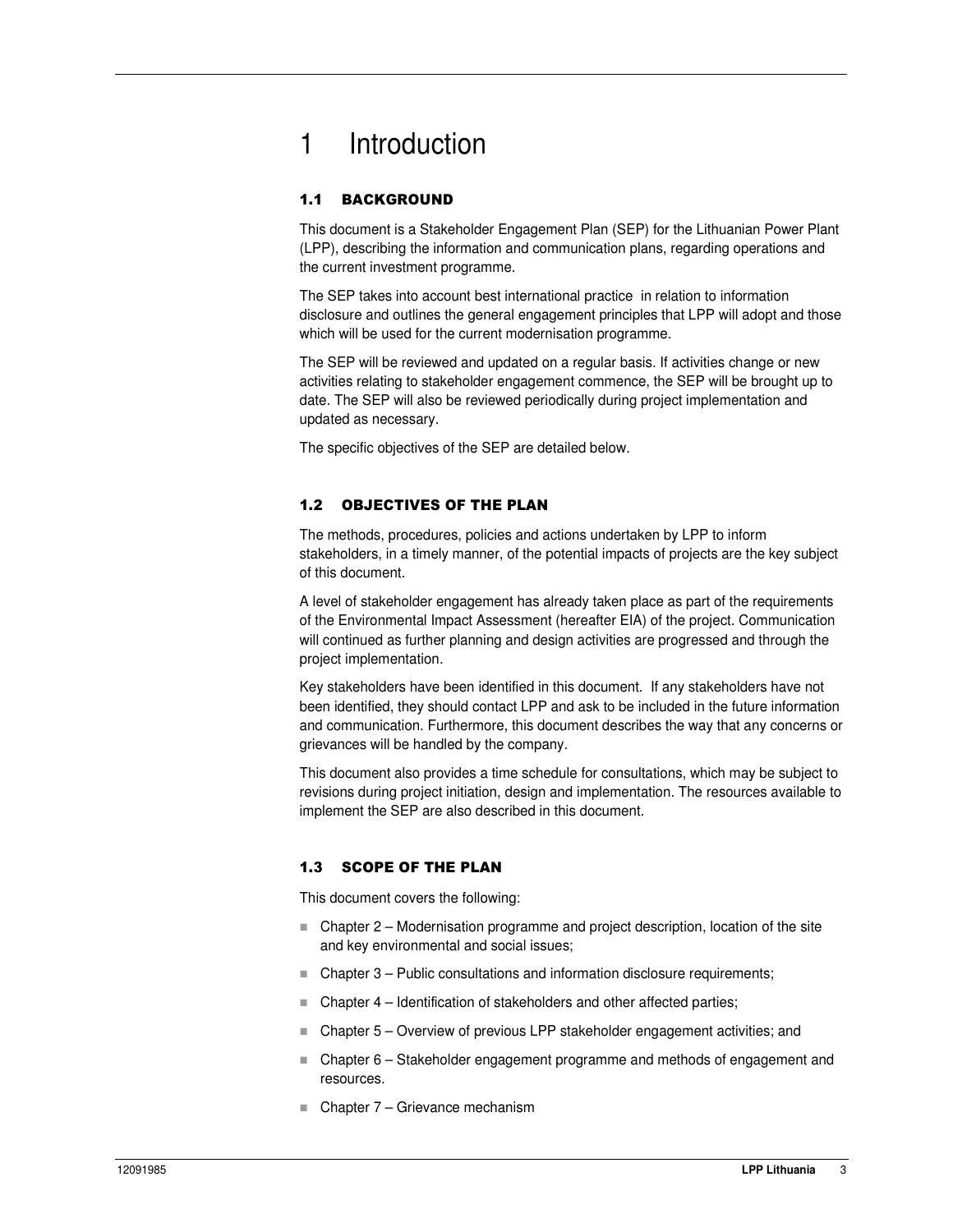# 1 Introduction

## 1.1 BACKGROUND

This document is a Stakeholder Engagement Plan (SEP) for the Lithuanian Power Plant (LPP), describing the information and communication plans, regarding operations and the current investment programme.

The SEP takes into account best international practice in relation to information disclosure and outlines the general engagement principles that LPP will adopt and those which will be used for the current modernisation programme.

The SEP will be reviewed and updated on a regular basis. If activities change or new activities relating to stakeholder engagement commence, the SEP will be brought up to date. The SEP will also be reviewed periodically during project implementation and updated as necessary.

The specific objectives of the SEP are detailed below.

## 1.2 OBJECTIVES OF THE PLAN

The methods, procedures, policies and actions undertaken by LPP to inform stakeholders, in a timely manner, of the potential impacts of projects are the key subject of this document.

A level of stakeholder engagement has already taken place as part of the requirements of the Environmental Impact Assessment (hereafter EIA) of the project. Communication will continued as further planning and design activities are progressed and through the project implementation.

Key stakeholders have been identified in this document. If any stakeholders have not been identified, they should contact LPP and ask to be included in the future information and communication. Furthermore, this document describes the way that any concerns or grievances will be handled by the company.

This document also provides a time schedule for consultations, which may be subject to revisions during project initiation, design and implementation. The resources available to implement the SEP are also described in this document.

## 1.3 SCOPE OF THE PLAN

This document covers the following:

- Chapter 2 – Modernisation programme and project description, location of the site and key environmental and social issues;
- Chapter 3 – Public consultations and information disclosure requirements;
- Chapter 4 – Identification of stakeholders and other affected parties;
- Chapter 5 – Overview of previous LPP stakeholder engagement activities; and
- Chapter 6 – Stakeholder engagement programme and methods of engagement and resources.
- Chapter 7 – Grievance mechanism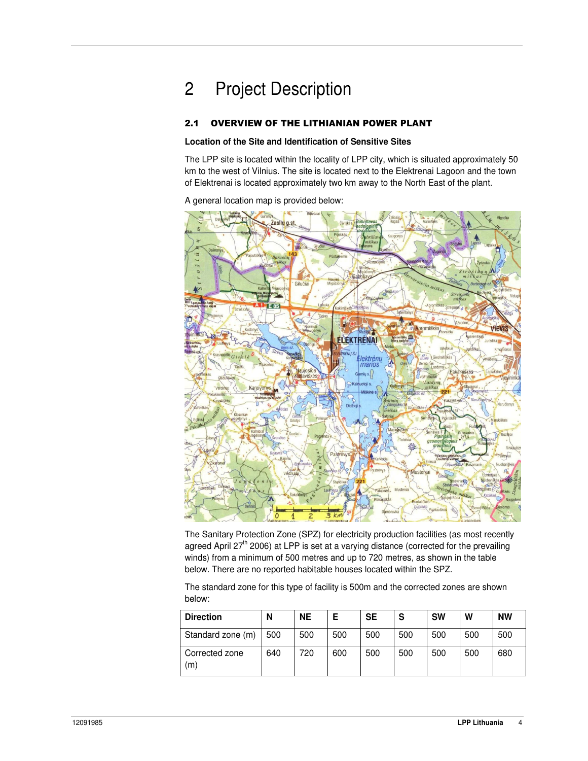# 2 Project Description

## 2.1 OVERVIEW OF THE LITHIANIAN POWER PLANT

**Location of the Site and Identification of Sensitive Sites**

The LPP site is located within the locality of LPP city, which is situated approximately 50 km to the west of Vilnius. The site is located next to the Elektrenai Lagoon and the town of Elektrenai is located approximately two km away to the North East of the plant.

A general location map is provided below:

The Sanitary Protection Zone (SPZ) for electricity production facilities (as most recently agreed April 27th 2006) at LPP is set at a varying distance (corrected for the prevailing winds) from a minimum of 500 metres and up to 720 metres, as shown in the table below. There are no reported habitable houses located within the SPZ.

The standard zone for this type of facility is 500m and the corrected zones are shown below:

| Direction | N | NE | E | SE | S | SW | W | NW |
|---|---|---|---|---|---|---|---|---|
| Standard zone (m) | 500 | 500 | 500 | 500 | 500 | 500 | 500 | 500 |
| Corrected zone (m) | 640 | 720 | 600 | 500 | 500 | 500 | 500 | 680 |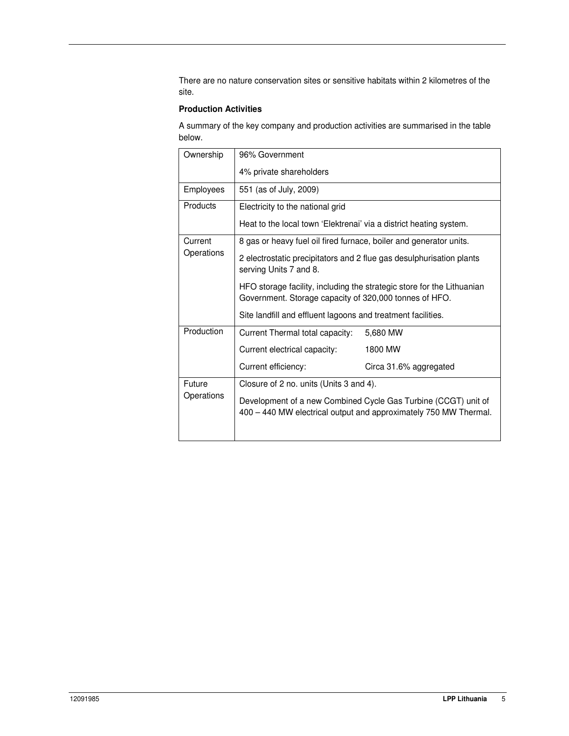There are no nature conservation sites or sensitive habitats within 2 kilometres of the site.

**Production Activities**

A summary of the key company and production activities are summarised in the table below.

| | |
|---|---|
| Ownership | 96% Government<br>4% private shareholders |
| Employees | 551 (as of July, 2009) |
| Products | Electricity to the national grid<br>Heat to the local town 'Elektrenai' via a district heating system. |
| Current Operations | 8 gas or heavy fuel oil fired furnace, boiler and generator units.<br>2 electrostatic precipitators and 2 flue gas desulphurisation plants serving Units 7 and 8.<br>HFO storage facility, including the strategic store for the Lithuanian Government. Storage capacity of 320,000 tonnes of HFO.<br>Site landfill and effluent lagoons and treatment facilities. |
| Production | Current Thermal total capacity: 5,680 MW<br>Current electrical capacity: 1800 MW<br>Current efficiency: Circa 31.6% aggregated |
| Future Operations | Closure of 2 no. units (Units 3 and 4).<br>Development of a new Combined Cycle Gas Turbine (CCGT) unit of 400 – 440 MW electrical output and approximately 750 MW Thermal. |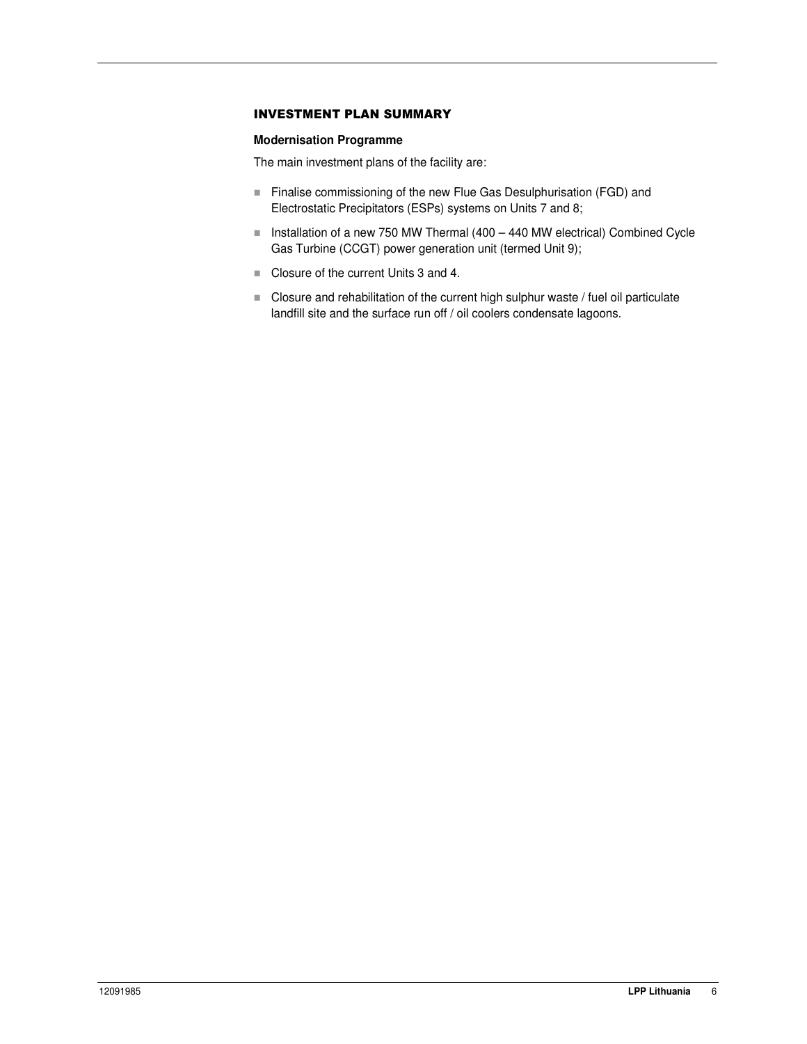## INVESTMENT PLAN SUMMARY

### Modernisation Programme

The main investment plans of the facility are:

- Finalise commissioning of the new Flue Gas Desulphurisation (FGD) and Electrostatic Precipitators (ESPs) systems on Units 7 and 8;
- Installation of a new 750 MW Thermal (400 – 440 MW electrical) Combined Cycle Gas Turbine (CCGT) power generation unit (termed Unit 9);
- Closure of the current Units 3 and 4.
- Closure and rehabilitation of the current high sulphur waste / fuel oil particulate landfill site and the surface run off / oil coolers condensate lagoons.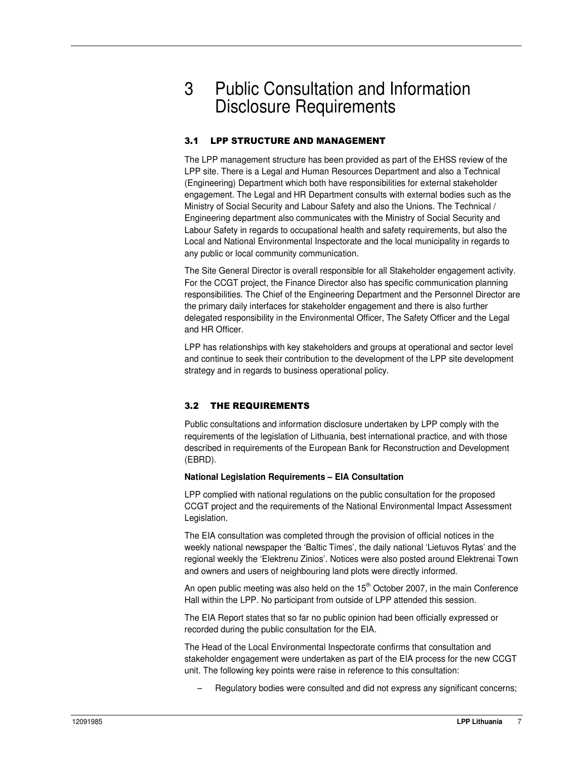# 3 Public Consultation and Information Disclosure Requirements

## 3.1 LPP STRUCTURE AND MANAGEMENT

The LPP management structure has been provided as part of the EHSS review of the LPP site. There is a Legal and Human Resources Department and also a Technical (Engineering) Department which both have responsibilities for external stakeholder engagement. The Legal and HR Department consults with external bodies such as the Ministry of Social Security and Labour Safety and also the Unions. The Technical / Engineering department also communicates with the Ministry of Social Security and Labour Safety in regards to occupational health and safety requirements, but also the Local and National Environmental Inspectorate and the local municipality in regards to any public or local community communication.

The Site General Director is overall responsible for all Stakeholder engagement activity. For the CCGT project, the Finance Director also has specific communication planning responsibilities. The Chief of the Engineering Department and the Personnel Director are the primary daily interfaces for stakeholder engagement and there is also further delegated responsibility in the Environmental Officer, The Safety Officer and the Legal and HR Officer.

LPP has relationships with key stakeholders and groups at operational and sector level and continue to seek their contribution to the development of the LPP site development strategy and in regards to business operational policy.

## 3.2 THE REQUIREMENTS

Public consultations and information disclosure undertaken by LPP comply with the requirements of the legislation of Lithuania, best international practice, and with those described in requirements of the European Bank for Reconstruction and Development (EBRD).

**National Legislation Requirements – EIA Consultation**

LPP complied with national regulations on the public consultation for the proposed CCGT project and the requirements of the National Environmental Impact Assessment Legislation.

The EIA consultation was completed through the provision of official notices in the weekly national newspaper the 'Baltic Times', the daily national 'Lietuvos Rytas' and the regional weekly the 'Elektrenu Zinios'. Notices were also posted around Elektrenai Town and owners and users of neighbouring land plots were directly informed.

An open public meeting was also held on the 15th October 2007, in the main Conference Hall within the LPP. No participant from outside of LPP attended this session.

The EIA Report states that so far no public opinion had been officially expressed or recorded during the public consultation for the EIA.

The Head of the Local Environmental Inspectorate confirms that consultation and stakeholder engagement were undertaken as part of the EIA process for the new CCGT unit. The following key points were raise in reference to this consultation:

– Regulatory bodies were consulted and did not express any significant concerns;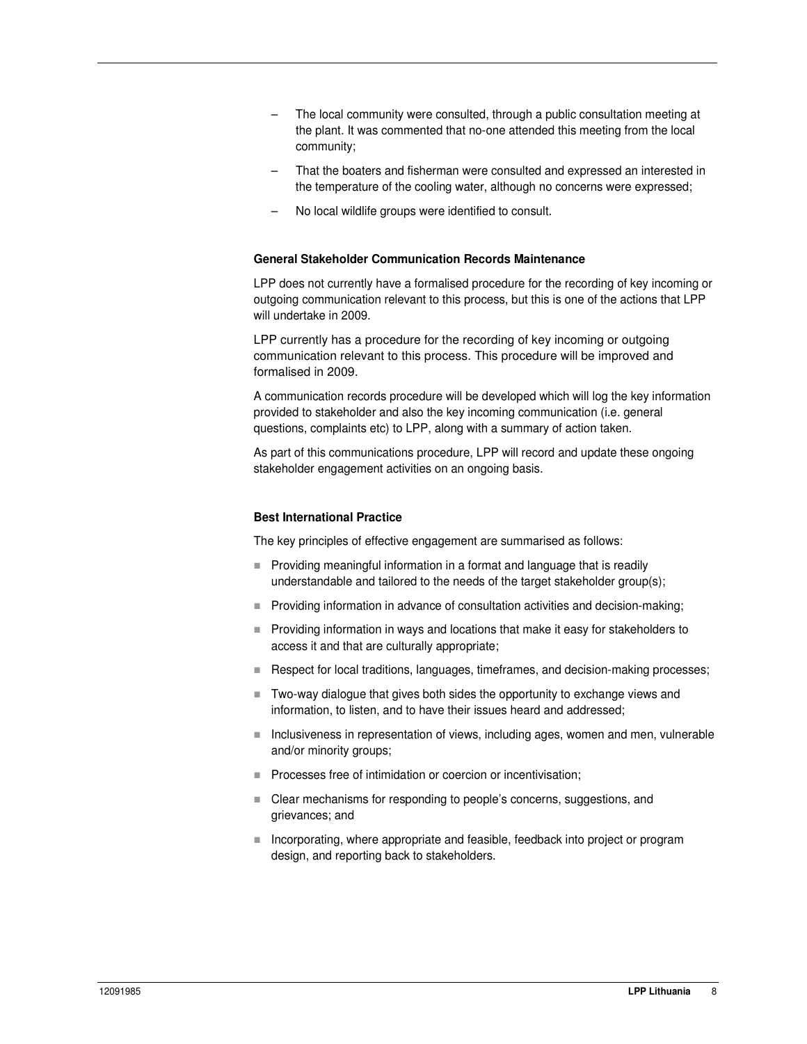- The local community were consulted, through a public consultation meeting at the plant. It was commented that no-one attended this meeting from the local community;
- That the boaters and fisherman were consulted and expressed an interested in the temperature of the cooling water, although no concerns were expressed;
- No local wildlife groups were identified to consult.

**General Stakeholder Communication Records Maintenance**

LPP does not currently have a formalised procedure for the recording of key incoming or outgoing communication relevant to this process, but this is one of the actions that LPP will undertake in 2009.

LPP currently has a procedure for the recording of key incoming or outgoing communication relevant to this process. This procedure will be improved and formalised in 2009.

A communication records procedure will be developed which will log the key information provided to stakeholder and also the key incoming communication (i.e. general questions, complaints etc) to LPP, along with a summary of action taken.

As part of this communications procedure, LPP will record and update these ongoing stakeholder engagement activities on an ongoing basis.

**Best International Practice**

The key principles of effective engagement are summarised as follows:

- Providing meaningful information in a format and language that is readily understandable and tailored to the needs of the target stakeholder group(s);
- Providing information in advance of consultation activities and decision-making;
- Providing information in ways and locations that make it easy for stakeholders to access it and that are culturally appropriate;
- Respect for local traditions, languages, timeframes, and decision-making processes;
- Two-way dialogue that gives both sides the opportunity to exchange views and information, to listen, and to have their issues heard and addressed;
- Inclusiveness in representation of views, including ages, women and men, vulnerable and/or minority groups;
- Processes free of intimidation or coercion or incentivisation;
- Clear mechanisms for responding to people's concerns, suggestions, and grievances; and
- Incorporating, where appropriate and feasible, feedback into project or program design, and reporting back to stakeholders.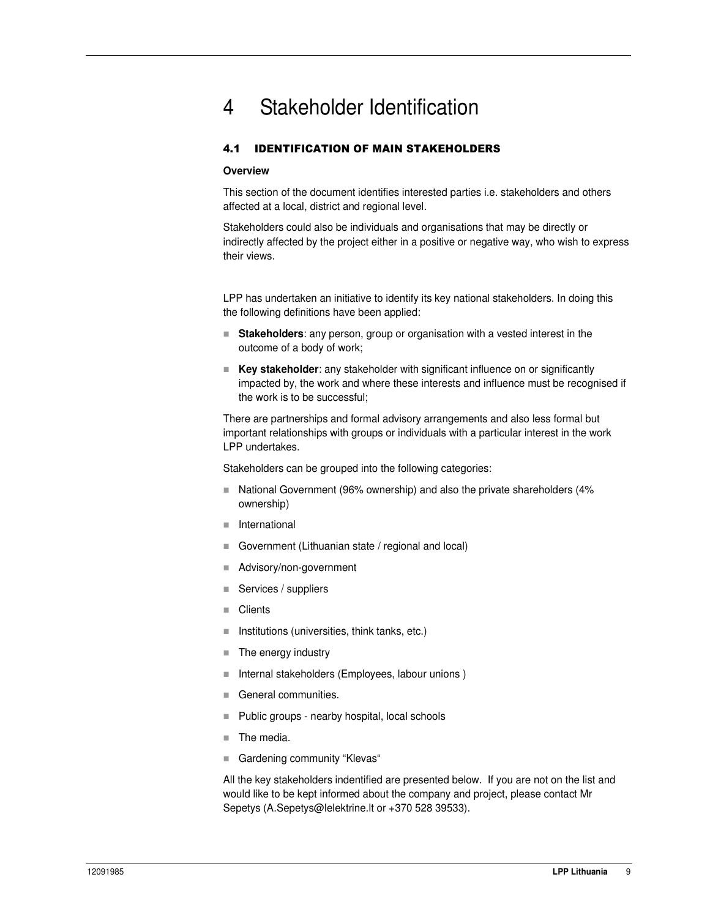# 4 Stakeholder Identification

## 4.1 IDENTIFICATION OF MAIN STAKEHOLDERS

**Overview**

This section of the document identifies interested parties i.e. stakeholders and others affected at a local, district and regional level.

Stakeholders could also be individuals and organisations that may be directly or indirectly affected by the project either in a positive or negative way, who wish to express their views.

LPP has undertaken an initiative to identify its key national stakeholders. In doing this the following definitions have been applied:

- **Stakeholders**: any person, group or organisation with a vested interest in the outcome of a body of work;
- **Key stakeholder**: any stakeholder with significant influence on or significantly impacted by, the work and where these interests and influence must be recognised if the work is to be successful;

There are partnerships and formal advisory arrangements and also less formal but important relationships with groups or individuals with a particular interest in the work LPP undertakes.

Stakeholders can be grouped into the following categories:

- National Government (96% ownership) and also the private shareholders (4% ownership)
- International
- Government (Lithuanian state / regional and local)
- Advisory/non-government
- Services / suppliers
- Clients
- Institutions (universities, think tanks, etc.)
- The energy industry
- Internal stakeholders (Employees, labour unions )
- General communities.
- Public groups - nearby hospital, local schools
- The media.
- Gardening community “Klevas“

All the key stakeholders indentified are presented below. If you are not on the list and would like to be kept informed about the company and project, please contact Mr Sepetys (A.Sepetys@lelektrine.lt or +370 528 39533).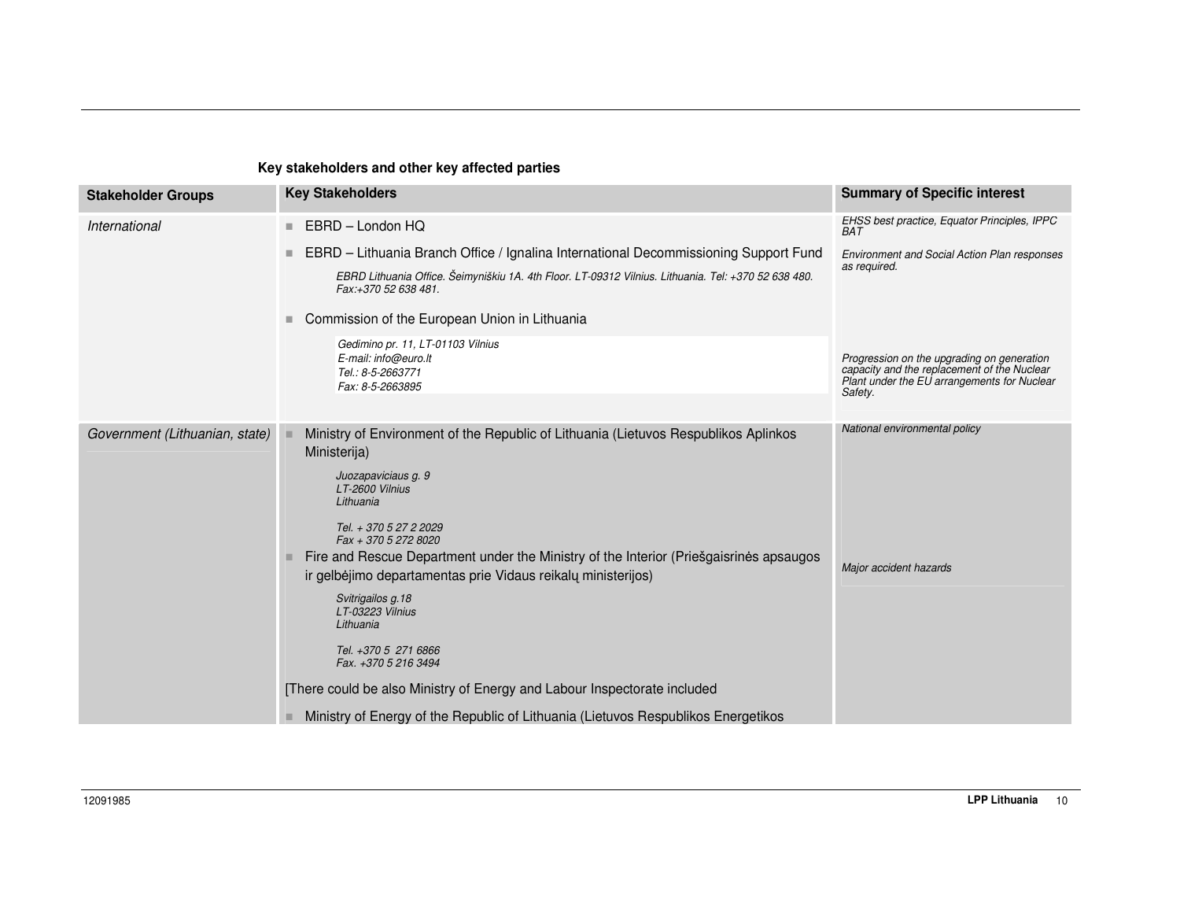**Key stakeholders and other key affected parties**

| Stakeholder Groups | Key Stakeholders | Summary of Specific interest |
| --- | --- | --- |
| *International* | ■ EBRD – London HQ<br>■ EBRD – Lithuania Branch Office / Ignalina International Decommissioning Support Fund<br>*EBRD Lithuania Office. Šeimyniškiu 1A. 4th Floor. LT-09312 Vilnius. Lithuania. Tel: +370 52 638 480. Fax:+370 52 638 481.*<br>■ Commission of the European Union in Lithuania<br>*Gedimino pr. 11, LT-01103 Vilnius*<br>*E-mail: info@euro.lt*<br>*Tel.: 8-5-2663771*<br>*Fax: 8-5-2663895* | *EHSS best practice, Equator Principles, IPPC BAT*<br>*Environment and Social Action Plan responses as required.*<br>*Progression on the upgrading on generation capacity and the replacement of the Nuclear Plant under the EU arrangements for Nuclear Safety.* |
| *Government (Lithuanian, state)* | ■ Ministry of Environment of the Republic of Lithuania (Lietuvos Respublikos Aplinkos Ministerija)<br>*Juozapaviciaus g. 9*<br>*LT-2600 Vilnius*<br>*Lithuania*<br>*Tel. + 370 5 27 2 2029*<br>*Fax + 370 5 272 8020*<br>■ Fire and Rescue Department under the Ministry of the Interior (Priešgaisrinės apsaugos ir gelbėjimo departamentas prie Vidaus reikalų ministerijos)<br>*Svitrigailos g.18*<br>*LT-03223 Vilnius*<br>*Lithuania*<br>*Tel. +370 5 271 6866*<br>*Fax. +370 5 216 3494*<br>[There could be also Ministry of Energy and Labour Inspectorate included<br>■ Ministry of Energy of the Republic of Lithuania (Lietuvos Respublikos Energetikos | *National environmental policy*<br>*Major accident hazards* |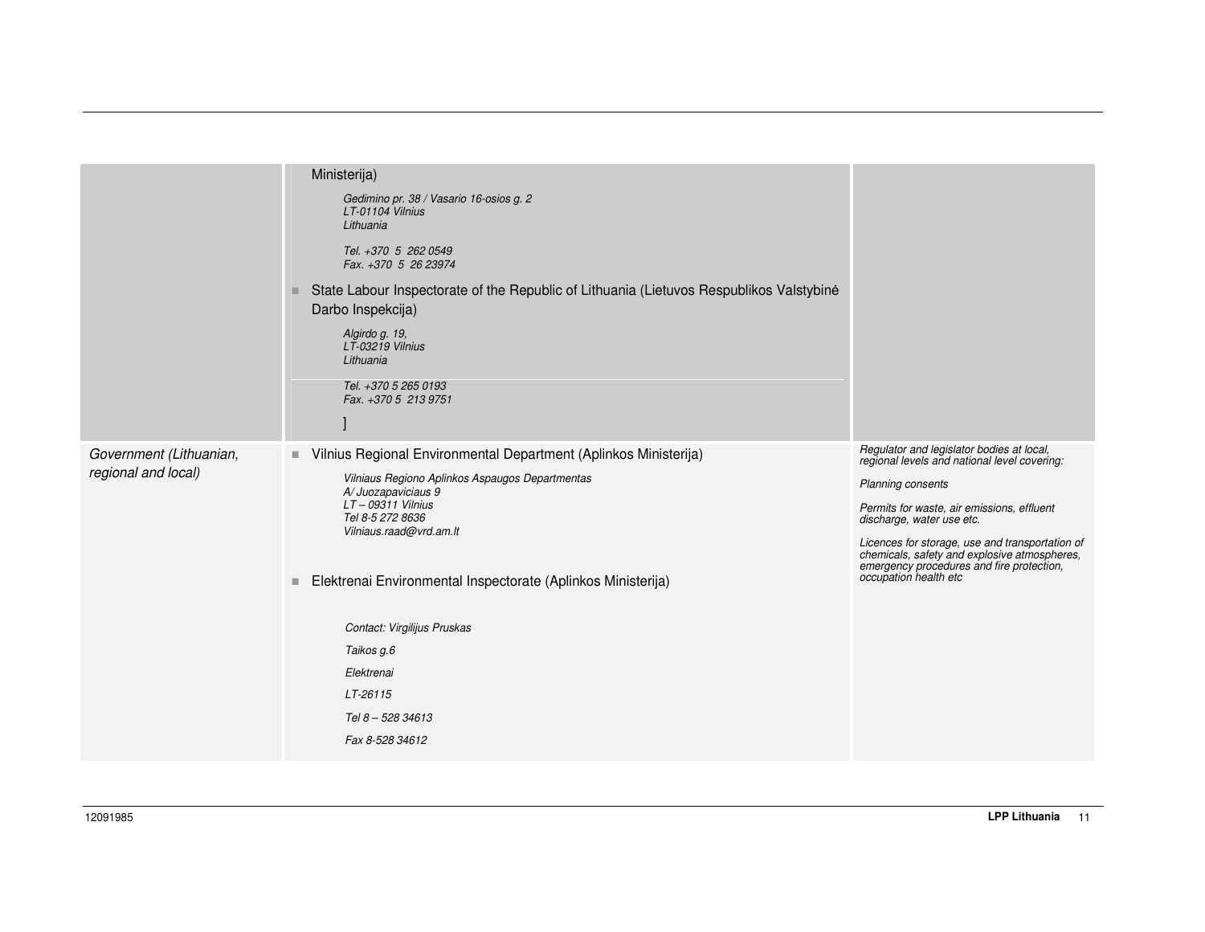| | | |
|---|---|---|
| | Ministerija)<br>*Gedimino pr. 38 / Vasario 16-osios g. 2*<br>*LT-01104 Vilnius*<br>*Lithuania*<br>*Tel. +370 5 262 0549*<br>*Fax. +370 5 26 23974*<br>■ State Labour Inspectorate of the Republic of Lithuania (Lietuvos Respublikos Valstybinė Darbo Inspekcija)<br>*Algirdo g. 19,*<br>*LT-03219 Vilnius*<br>*Lithuania*<br>*Tel. +370 5 265 0193*<br>*Fax. +370 5 213 9751*<br>] | |
| *Government (Lithuanian, regional and local)* | ■ Vilnius Regional Environmental Department (Aplinkos Ministerija)<br>*Vilniaus Regiono Aplinkos Aspaugos Departmentas*<br>*A/ Juozapaviciaus 9*<br>*LT – 09311 Vilnius*<br>*Tel 8-5 272 8636*<br>*Vilniaus.raad@vrd.am.lt*<br>■ Elektrenai Environmental Inspectorate (Aplinkos Ministerija)<br>*Contact: Virgilijus Pruskas*<br>*Taikos g.6*<br>*Elektrenai*<br>*LT-26115*<br>*Tel 8 – 528 34613*<br>*Fax 8-528 34612* | *Regulator and legislator bodies at local, regional levels and national level covering:*<br>*Planning consents*<br>*Permits for waste, air emissions, effluent discharge, water use etc.*<br>*Licences for storage, use and transportation of chemicals, safety and explosive atmospheres, emergency procedures and fire protection, occupation health etc* |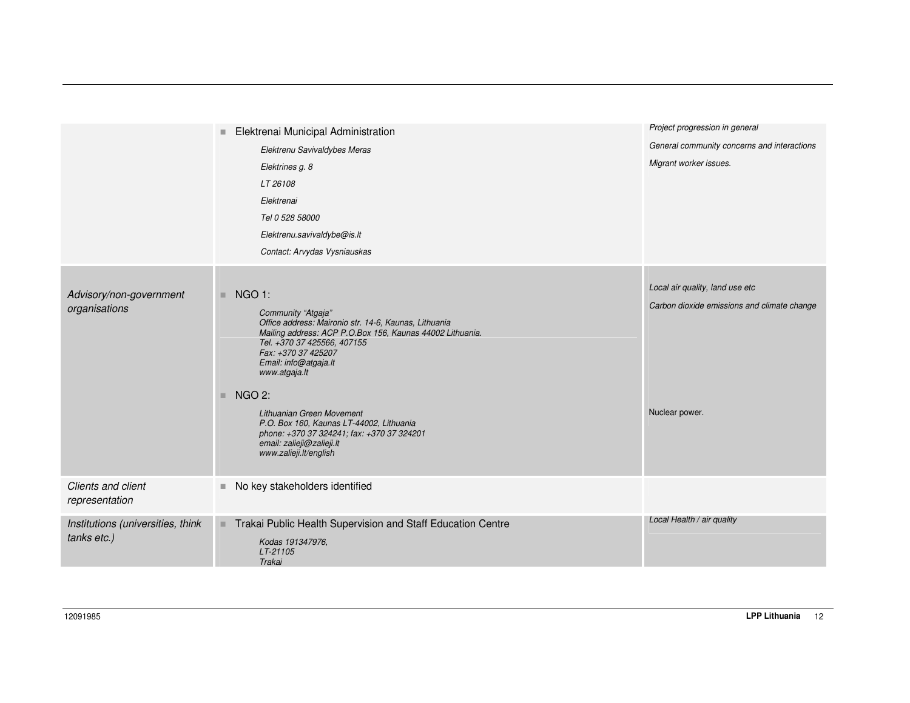| | | |
|---|---|---|
| | ■ Elektrenai Municipal Administration<br>*Elektrenu Savivaldybes Meras*<br>*Elektrines g. 8*<br>*LT 26108*<br>*Elektrenai*<br>*Tel 0 528 58000*<br>*Elektrenu.savivaldybe@is.lt*<br>*Contact: Arvydas Vysniauskas* | *Project progression in general*<br>*General community concerns and interactions*<br>*Migrant worker issues.* |
| *Advisory/non-government organisations* | ■ NGO 1:<br>*Community "Atgaja"*<br>*Office address: Maironio str. 14-6, Kaunas, Lithuania*<br>*Mailing address: ACP P.O.Box 156, Kaunas 44002 Lithuania.*<br>*Tel. +370 37 425566, 407155*<br>*Fax: +370 37 425207*<br>*Email: info@atgaja.lt*<br>*www.atgaja.lt*<br>■ NGO 2:<br>*Lithuanian Green Movement*<br>*P.O. Box 160, Kaunas LT-44002, Lithuania*<br>*phone: +370 37 324241; fax: +370 37 324201*<br>*email: zalieji@zalieji.lt*<br>*www.zalieji.lt/english* | *Local air quality, land use etc*<br>*Carbon dioxide emissions and climate change*<br>Nuclear power. |
| *Clients and client representation* | ■ No key stakeholders identified | |
| *Institutions (universities, think tanks etc.)* | ■ Trakai Public Health Supervision and Staff Education Centre<br>*Kodas 191347976,*<br>*LT-21105*<br>*Trakai* | *Local Health / air quality* |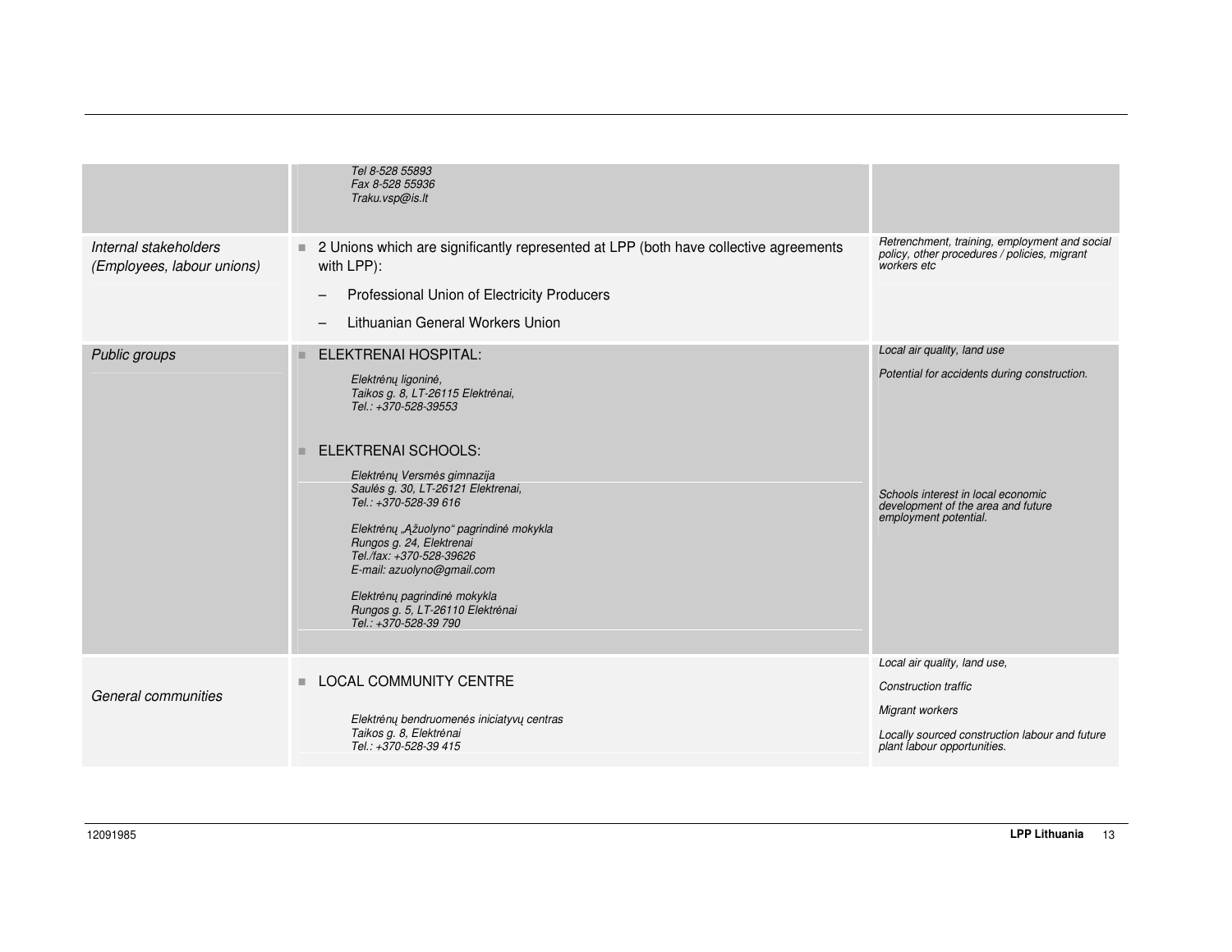| | | |
|---|---|---|
| | *Tel 8-528 55893*<br>*Fax 8-528 55936*<br>*Traku.vsp@is.lt* | |
| *Internal stakeholders (Employees, labour unions)* | ▪ 2 Unions which are significantly represented at LPP (both have collective agreements with LPP):<br>– Professional Union of Electricity Producers<br>– Lithuanian General Workers Union | *Retrenchment, training, employment and social policy, other procedures / policies, migrant workers etc* |
| *Public groups* | ▪ ELEKTRENAI HOSPITAL:<br>*Elektrėnų ligoninė,*<br>*Taikos g. 8, LT-26115 Elektrėnai,*<br>*Tel.: +370-528-39553*<br><br>▪ ELEKTRENAI SCHOOLS:<br>*Elektrėnų Versmės gimnazija*<br>*Saulės g. 30, LT-26121 Elektrenai,*<br>*Tel.: +370-528-39 616*<br><br>*Elektrėnų „Ąžuolyno" pagrindinė mokykla*<br>*Rungos g. 24, Elektrenai*<br>*Tel./fax: +370-528-39626*<br>*E-mail: azuolyno@gmail.com*<br><br>*Elektrėnų pagrindinė mokykla*<br>*Rungos g. 5, LT-26110 Elektrėnai*<br>*Tel.: +370-528-39 790* | *Local air quality, land use*<br><br>*Potential for accidents during construction.*<br><br>*Schools interest in local economic development of the area and future employment potential.* |
| *General communities* | ▪ LOCAL COMMUNITY CENTRE<br>*Elektrėnų bendruomenės iniciatyvų centras*<br>*Taikos g. 8, Elektrėnai*<br>*Tel.: +370-528-39 415* | *Local air quality, land use,*<br><br>*Construction traffic*<br><br>*Migrant workers*<br><br>*Locally sourced construction labour and future plant labour opportunities.* |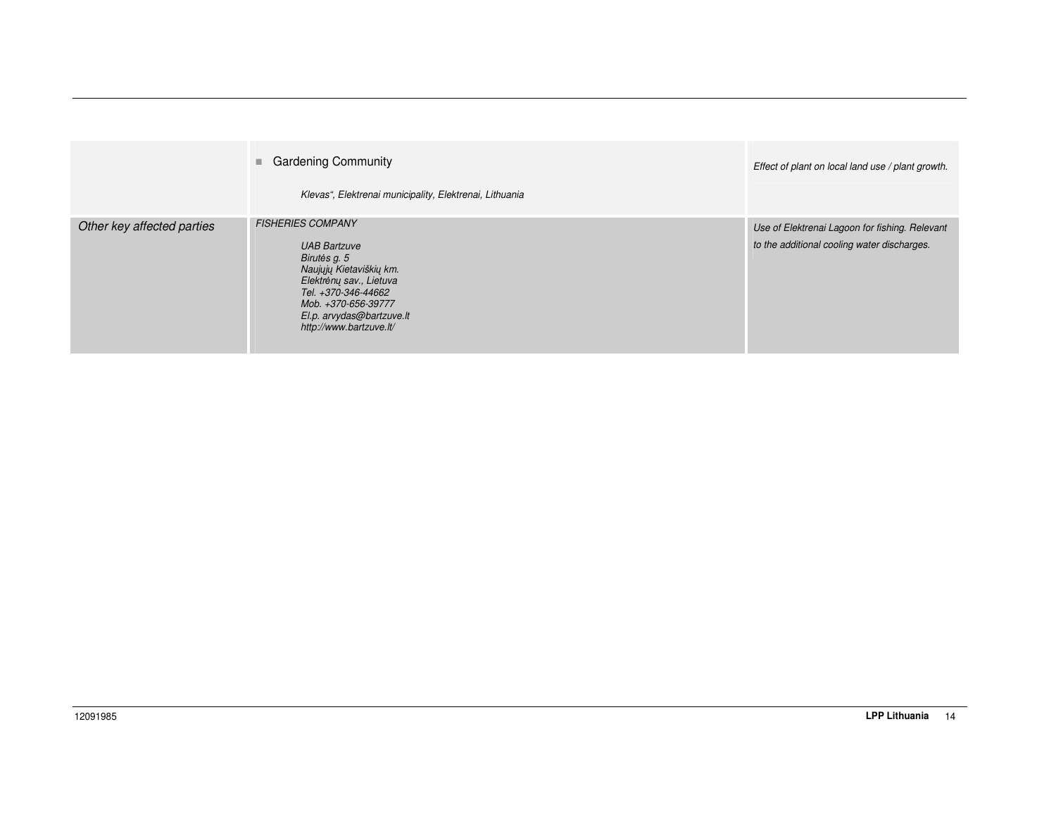| | | |
|---|---|---|
| | ■ Gardening Community<br><br>*Klevas“, Elektrenai municipality, Elektrenai, Lithuania* | *Effect of plant on local land use / plant growth.* |
| *Other key affected parties* | *FISHERIES COMPANY*<br><br>*UAB Bartzuve*<br>*Birutės g. 5*<br>*Naujųjų Kietaviškių km.*<br>*Elektrėnų sav., Lietuva*<br>*Tel. +370-346-44662*<br>*Mob. +370-656-39777*<br>*El.p. arvydas@bartzuve.lt*<br>*http://www.bartzuve.lt/* | *Use of Elektrenai Lagoon for fishing. Relevant to the additional cooling water discharges.* |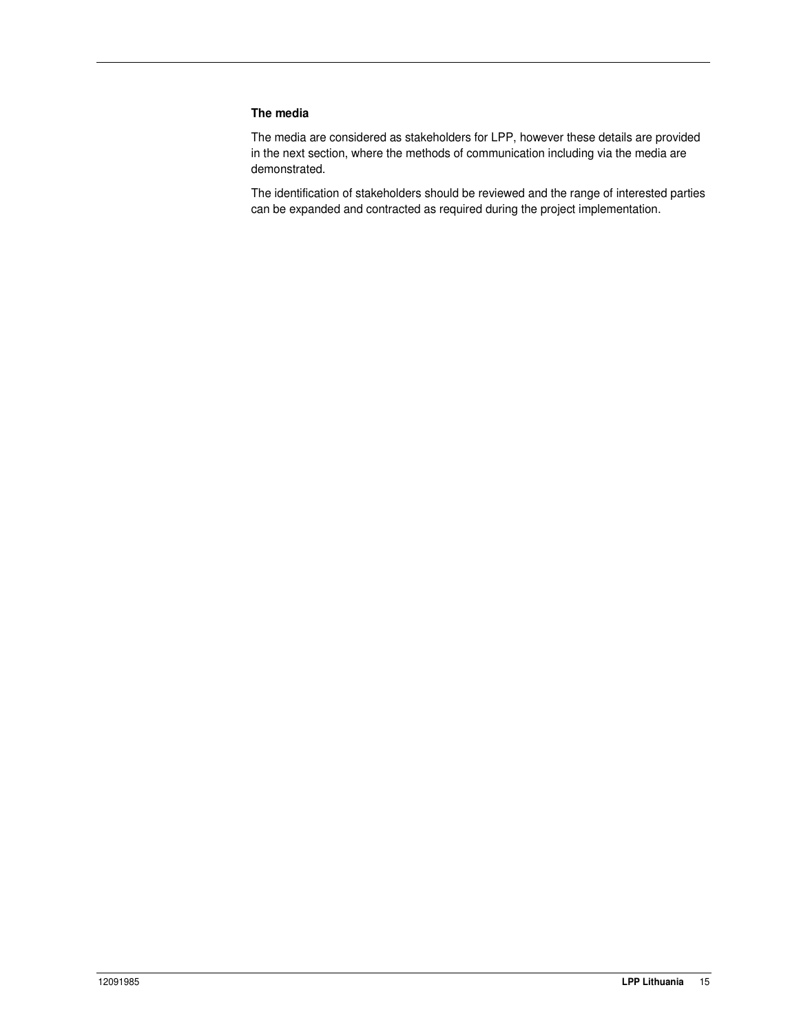**The media**

The media are considered as stakeholders for LPP, however these details are provided in the next section, where the methods of communication including via the media are demonstrated.

The identification of stakeholders should be reviewed and the range of interested parties can be expanded and contracted as required during the project implementation.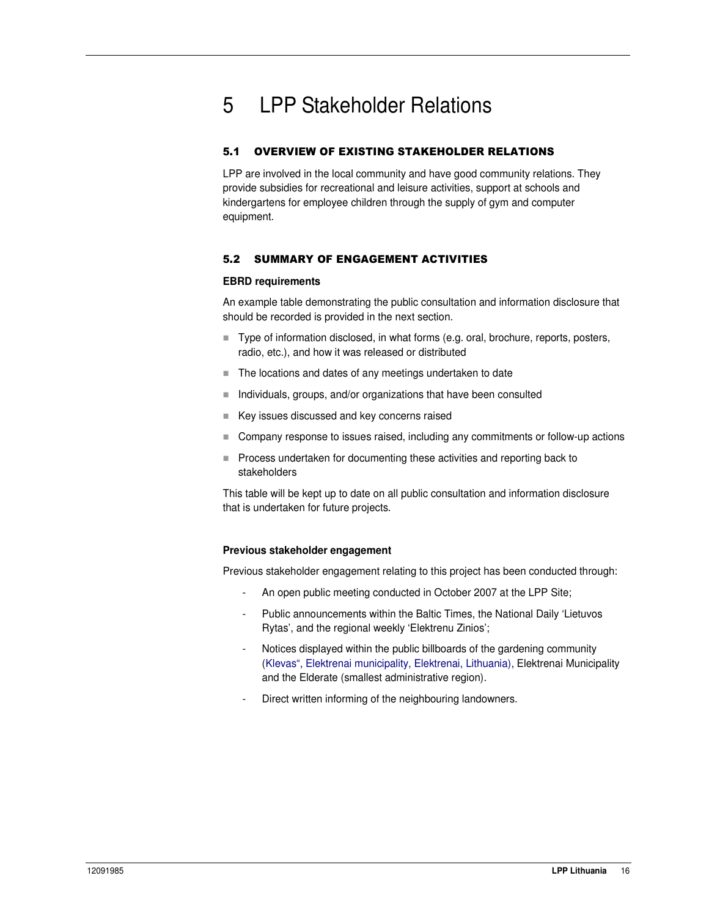# 5 LPP Stakeholder Relations

## 5.1 OVERVIEW OF EXISTING STAKEHOLDER RELATIONS

LPP are involved in the local community and have good community relations. They provide subsidies for recreational and leisure activities, support at schools and kindergartens for employee children through the supply of gym and computer equipment.

## 5.2 SUMMARY OF ENGAGEMENT ACTIVITIES

**EBRD requirements**

An example table demonstrating the public consultation and information disclosure that should be recorded is provided in the next section.

- Type of information disclosed, in what forms (e.g. oral, brochure, reports, posters, radio, etc.), and how it was released or distributed
- The locations and dates of any meetings undertaken to date
- Individuals, groups, and/or organizations that have been consulted
- Key issues discussed and key concerns raised
- Company response to issues raised, including any commitments or follow-up actions
- Process undertaken for documenting these activities and reporting back to stakeholders

This table will be kept up to date on all public consultation and information disclosure that is undertaken for future projects.

**Previous stakeholder engagement**

Previous stakeholder engagement relating to this project has been conducted through:

- An open public meeting conducted in October 2007 at the LPP Site;
- Public announcements within the Baltic Times, the National Daily 'Lietuvos Rytas', and the regional weekly 'Elektrenu Zinios';
- Notices displayed within the public billboards of the gardening community (Klevas", Elektrenai municipality, Elektrenai, Lithuania), Elektrenai Municipality and the Elderate (smallest administrative region).
- Direct written informing of the neighbouring landowners.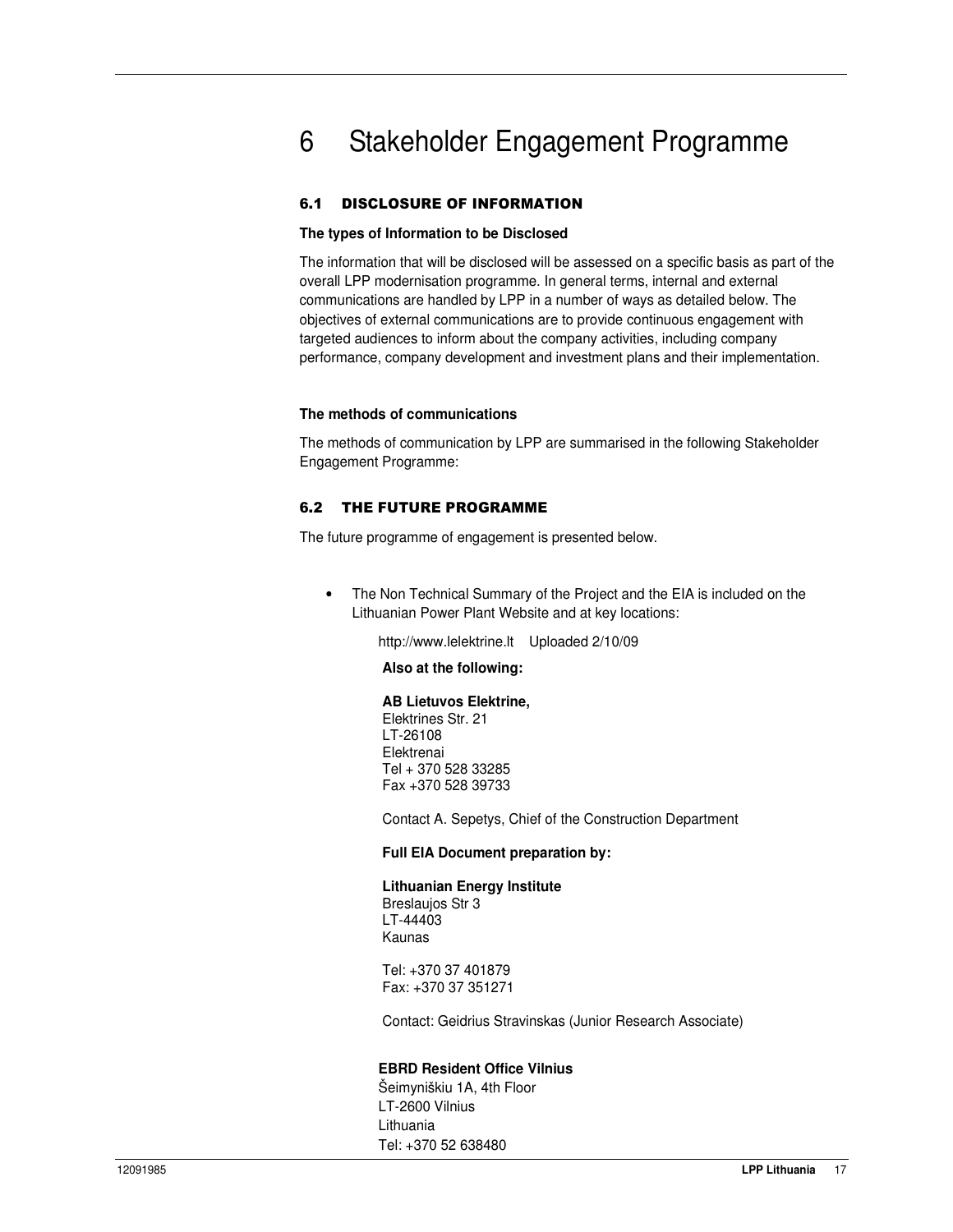# 6 Stakeholder Engagement Programme

## 6.1 DISCLOSURE OF INFORMATION

**The types of Information to be Disclosed**

The information that will be disclosed will be assessed on a specific basis as part of the overall LPP modernisation programme. In general terms, internal and external communications are handled by LPP in a number of ways as detailed below. The objectives of external communications are to provide continuous engagement with targeted audiences to inform about the company activities, including company performance, company development and investment plans and their implementation.

**The methods of communications**

The methods of communication by LPP are summarised in the following Stakeholder Engagement Programme:

## 6.2 THE FUTURE PROGRAMME

The future programme of engagement is presented below.

- The Non Technical Summary of the Project and the EIA is included on the Lithuanian Power Plant Website and at key locations:

  http://www.lelektrine.lt Uploaded 2/10/09

  **Also at the following:**

  **AB Lietuvos Elektrine,**
  Elektrines Str. 21
  LT-26108
  Elektrenai
  Tel + 370 528 33285
  Fax +370 528 39733

  Contact A. Sepetys, Chief of the Construction Department

  **Full EIA Document preparation by:**

  **Lithuanian Energy Institute**
  Breslaujos Str 3
  LT-44403
  Kaunas

  Tel: +370 37 401879
  Fax: +370 37 351271

  Contact: Geidrius Stravinskas (Junior Research Associate)

  **EBRD Resident Office Vilnius**
  Šeimyniškiu 1A, 4th Floor
  LT-2600 Vilnius
  Lithuania
  Tel: +370 52 638480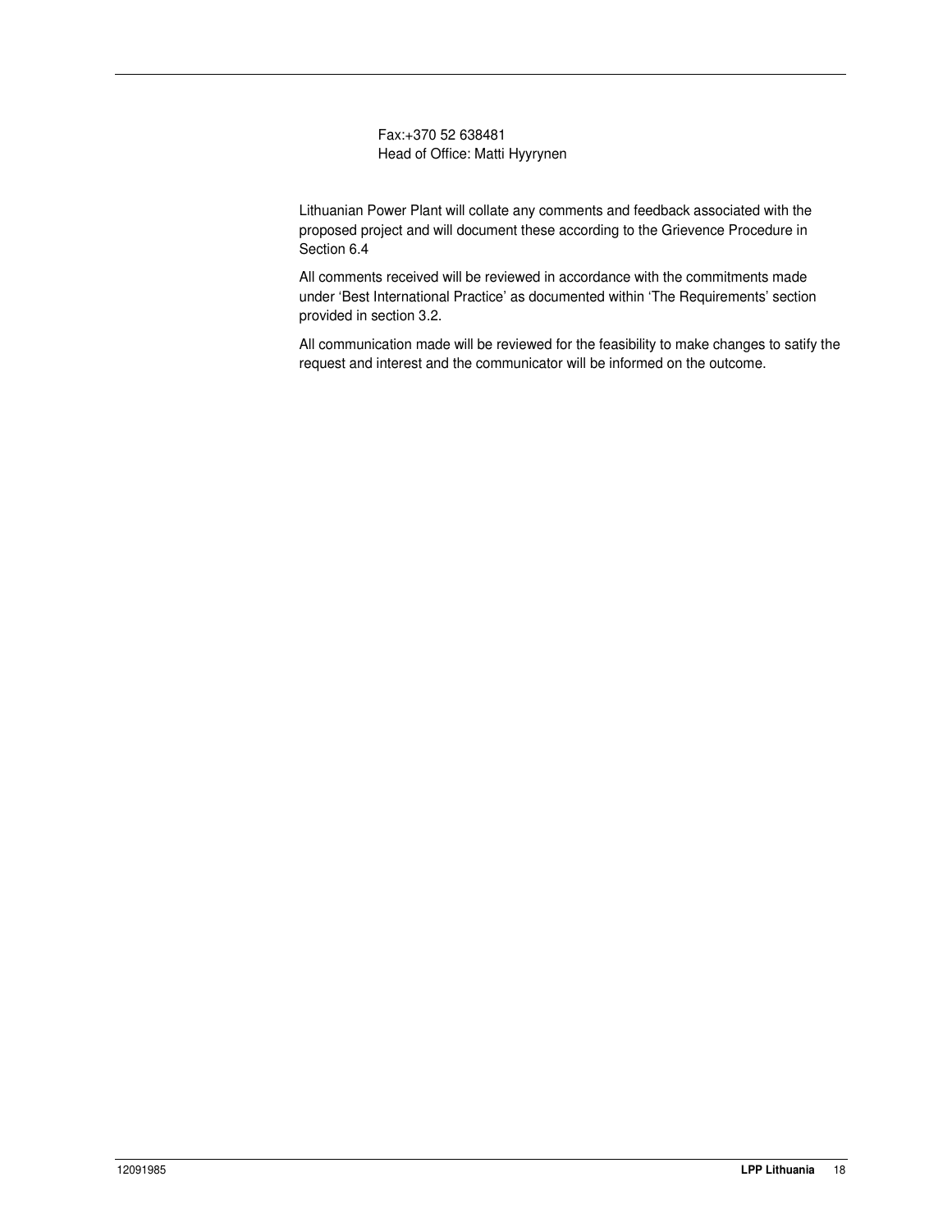Fax:+370 52 638481
Head of Office: Matti Hyyrynen

Lithuanian Power Plant will collate any comments and feedback associated with the proposed project and will document these according to the Grievence Procedure in Section 6.4

All comments received will be reviewed in accordance with the commitments made under 'Best International Practice' as documented within 'The Requirements' section provided in section 3.2.

All communication made will be reviewed for the feasibility to make changes to satify the request and interest and the communicator will be informed on the outcome.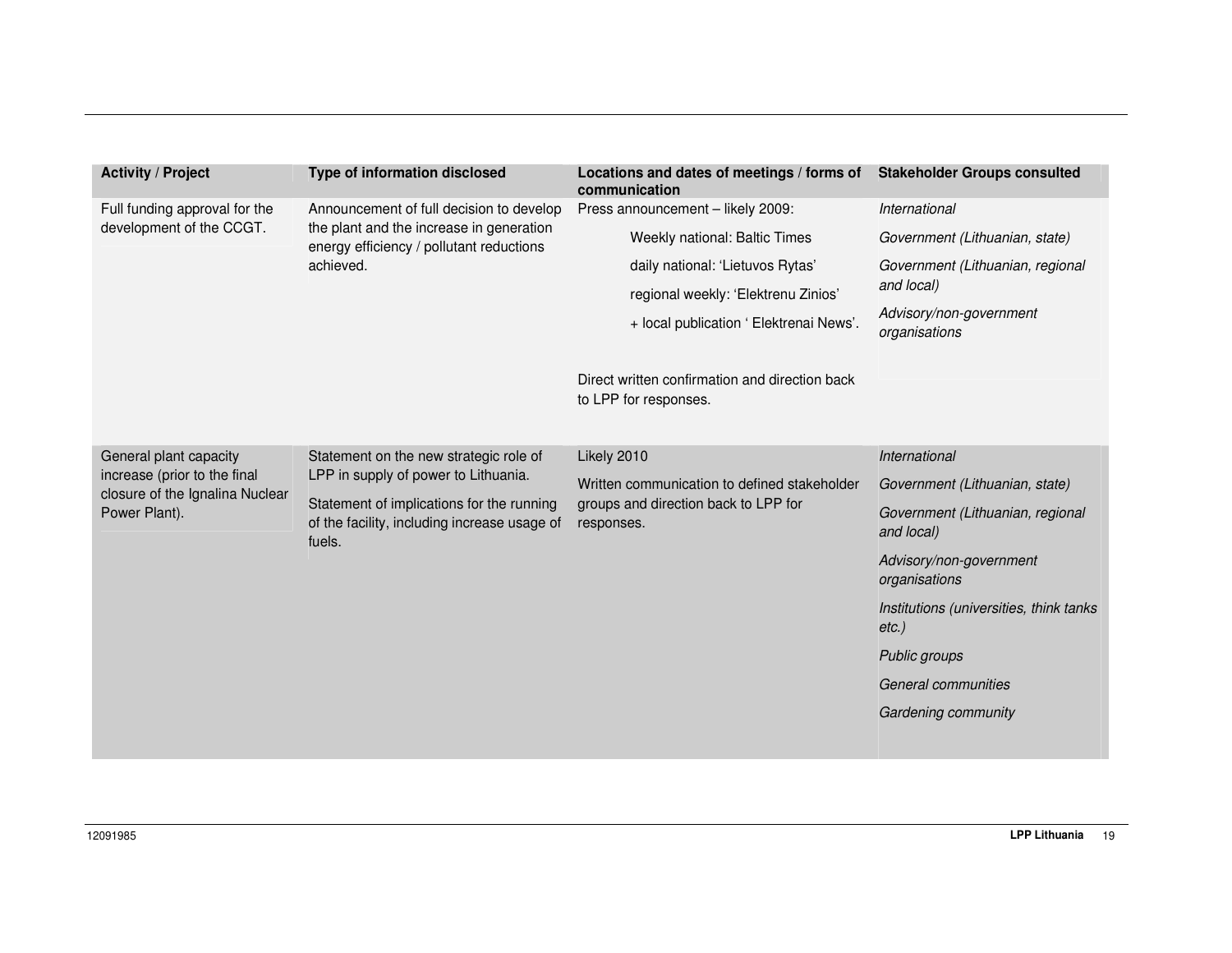| Activity / Project | Type of information disclosed | Locations and dates of meetings / forms of communication | Stakeholder Groups consulted |
|---|---|---|---|
| Full funding approval for the development of the CCGT. | Announcement of full decision to develop the plant and the increase in generation energy efficiency / pollutant reductions achieved. | Press announcement – likely 2009:<br>Weekly national: Baltic Times<br>daily national: 'Lietuvos Rytas'<br>regional weekly: 'Elektrenu Zinios'<br>+ local publication ' Elektrenai News'.<br><br>Direct written confirmation and direction back to LPP for responses. | *International*<br>*Government (Lithuanian, state)*<br>*Government (Lithuanian, regional and local)*<br>*Advisory/non-government organisations* |
| General plant capacity increase (prior to the final closure of the Ignalina Nuclear Power Plant). | Statement on the new strategic role of LPP in supply of power to Lithuania.<br>Statement of implications for the running of the facility, including increase usage of fuels. | Likely 2010<br>Written communication to defined stakeholder groups and direction back to LPP for responses. | *International*<br>*Government (Lithuanian, state)*<br>*Government (Lithuanian, regional and local)*<br>*Advisory/non-government organisations*<br>*Institutions (universities, think tanks etc.)*<br>*Public groups*<br>*General communities*<br>*Gardening community* |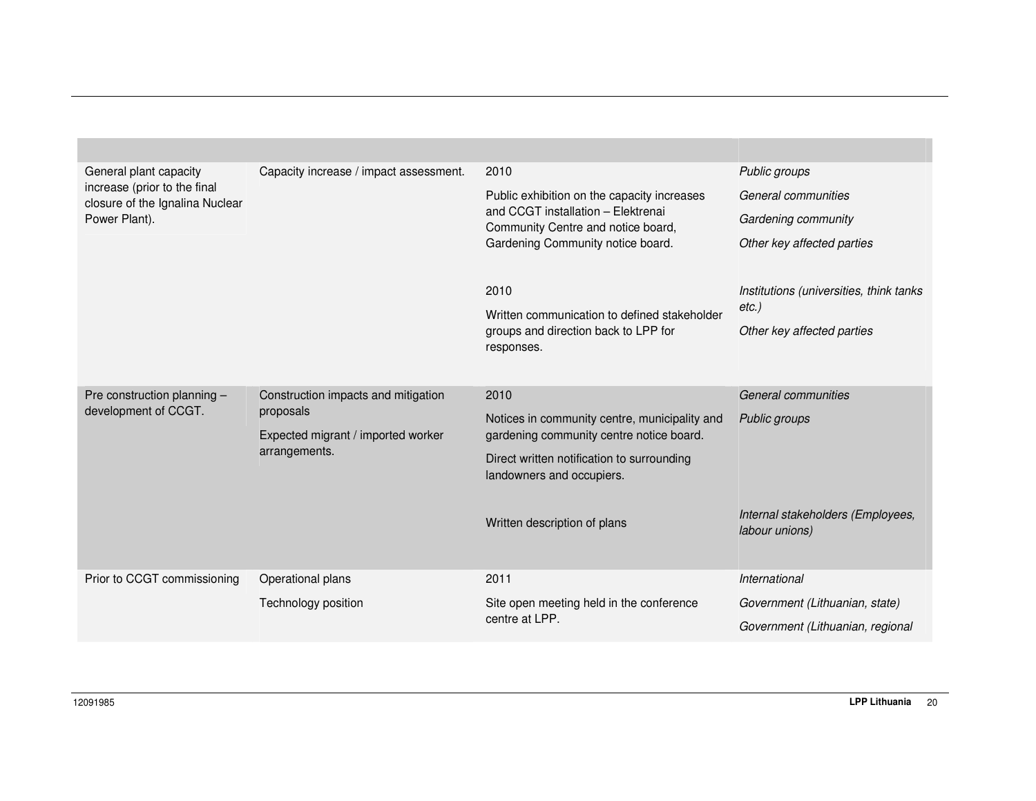| | | | |
|---|---|---|---|
| General plant capacity increase (prior to the final closure of the Ignalina Nuclear Power Plant). | Capacity increase / impact assessment. | 2010<br>Public exhibition on the capacity increases and CCGT installation – Elektrenai Community Centre and notice board, Gardening Community notice board. | *Public groups*<br>*General communities*<br>*Gardening community*<br>*Other key affected parties* |
| | | 2010<br>Written communication to defined stakeholder groups and direction back to LPP for responses. | *Institutions (universities, think tanks etc.)*<br>*Other key affected parties* |
| Pre construction planning – development of CCGT. | Construction impacts and mitigation proposals<br>Expected migrant / imported worker arrangements. | 2010<br>Notices in community centre, municipality and gardening community centre notice board.<br>Direct written notification to surrounding landowners and occupiers. | *General communities*<br>*Public groups* |
| | | Written description of plans | *Internal stakeholders (Employees, labour unions)* |
| Prior to CCGT commissioning | Operational plans<br>Technology position | 2011<br>Site open meeting held in the conference centre at LPP. | *International*<br>*Government (Lithuanian, state)*<br>*Government (Lithuanian, regional* |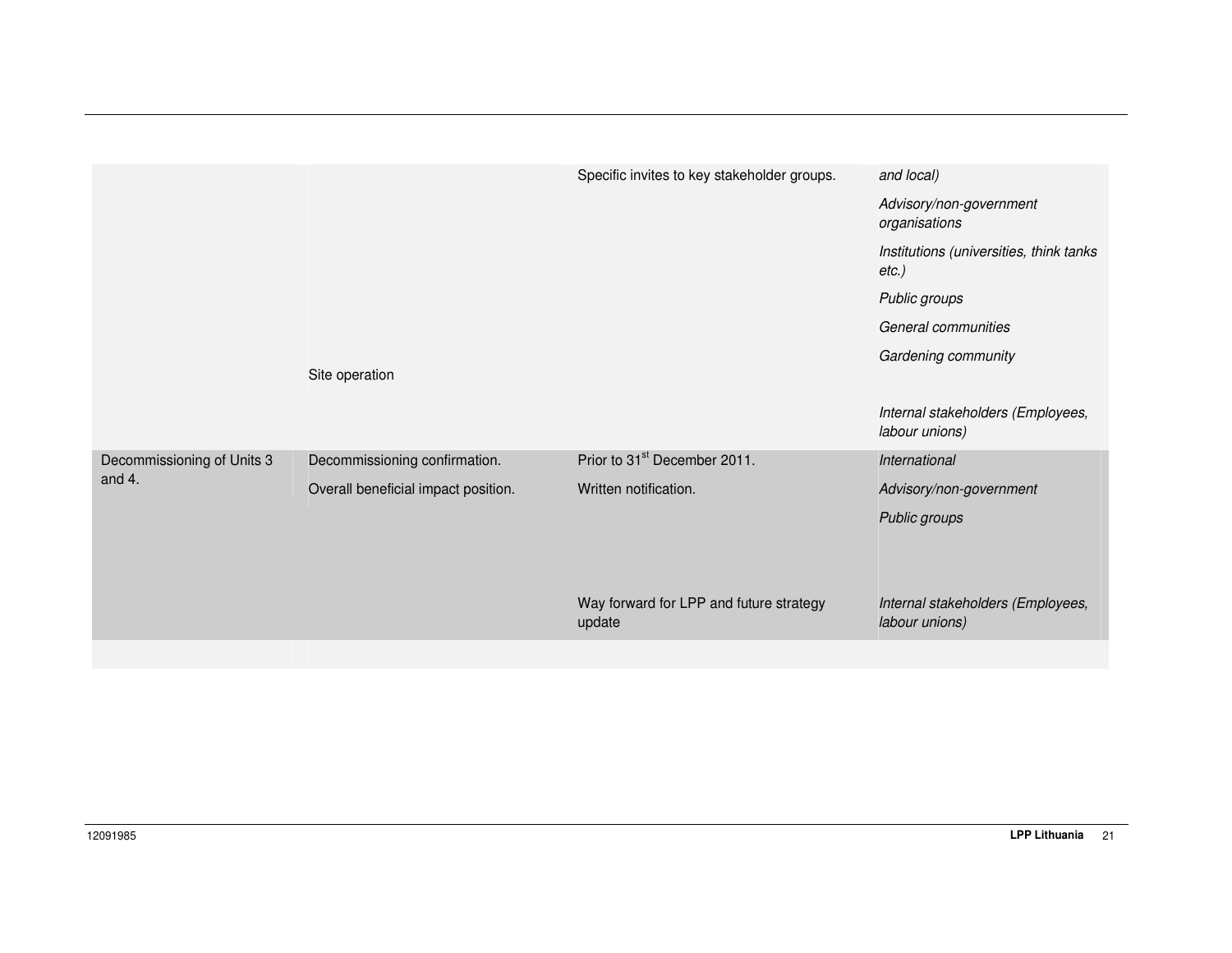|  |  |  |  |
|---|---|---|---|
|  |  | Specific invites to key stakeholder groups. | *and local)* |
|  |  |  | *Advisory/non-government organisations* |
|  |  |  | *Institutions (universities, think tanks etc.)* |
|  |  |  | *Public groups* |
|  |  |  | *General communities* |
|  |  |  | *Gardening community* |
|  | Site operation |  |  |
|  |  |  | *Internal stakeholders (Employees, labour unions)* |
| Decommissioning of Units 3 and 4. | Decommissioning confirmation. | Prior to 31st December 2011. | *International* |
|  | Overall beneficial impact position. | Written notification. | *Advisory/non-government* |
|  |  |  | *Public groups* |
|  |  | Way forward for LPP and future strategy update | *Internal stakeholders (Employees, labour unions)* |
|  |  |  |  |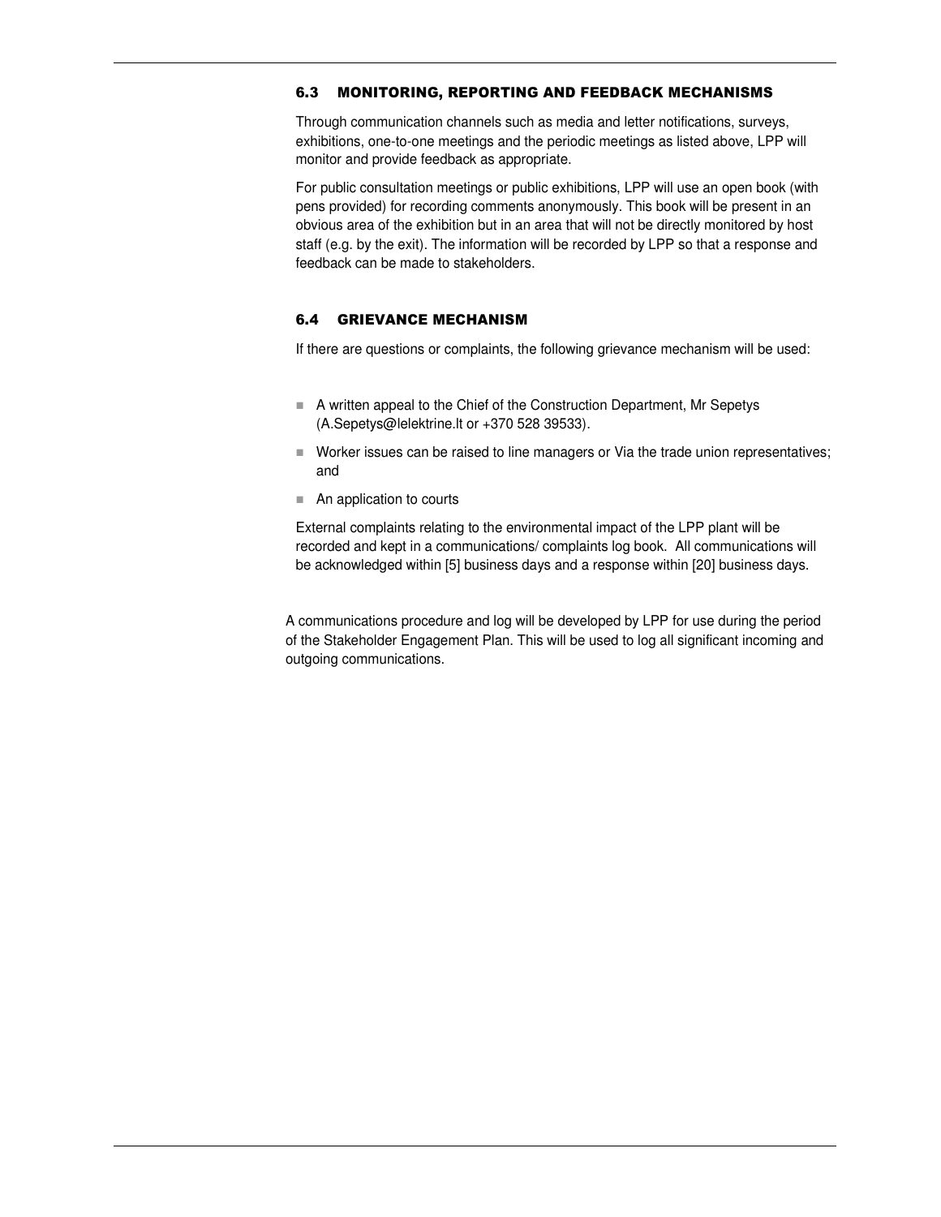### 6.3 MONITORING, REPORTING AND FEEDBACK MECHANISMS

Through communication channels such as media and letter notifications, surveys, exhibitions, one-to-one meetings and the periodic meetings as listed above, LPP will monitor and provide feedback as appropriate.

For public consultation meetings or public exhibitions, LPP will use an open book (with pens provided) for recording comments anonymously. This book will be present in an obvious area of the exhibition but in an area that will not be directly monitored by host staff (e.g. by the exit). The information will be recorded by LPP so that a response and feedback can be made to stakeholders.

### 6.4 GRIEVANCE MECHANISM

If there are questions or complaints, the following grievance mechanism will be used:

- A written appeal to the Chief of the Construction Department, Mr Sepetys (A.Sepetys@lelektrine.lt or +370 528 39533).
- Worker issues can be raised to line managers or Via the trade union representatives; and
- An application to courts

External complaints relating to the environmental impact of the LPP plant will be recorded and kept in a communications/ complaints log book. All communications will be acknowledged within [5] business days and a response within [20] business days.

A communications procedure and log will be developed by LPP for use during the period of the Stakeholder Engagement Plan. This will be used to log all significant incoming and outgoing communications.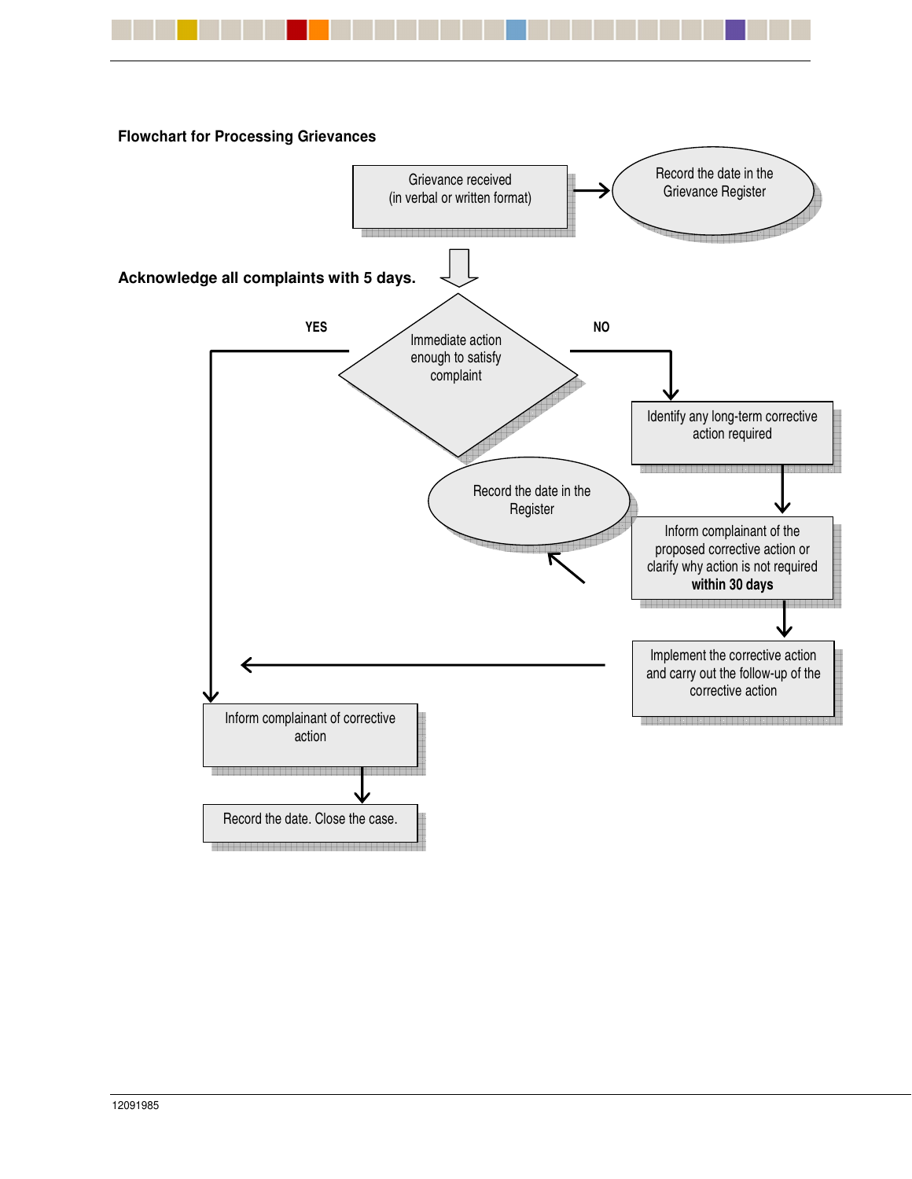**Flowchart for Processing Grievances**

Grievance received
(in verbal or written format)

Record the date in the Grievance Register

**Acknowledge all complaints with 5 days.**

Immediate action enough to satisfy complaint

YES

NO

Identify any long-term corrective action required

Record the date in the Register

Inform complainant of the proposed corrective action or clarify why action is not required **within 30 days**

Implement the corrective action and carry out the follow-up of the corrective action

Inform complainant of corrective action

Record the date. Close the case.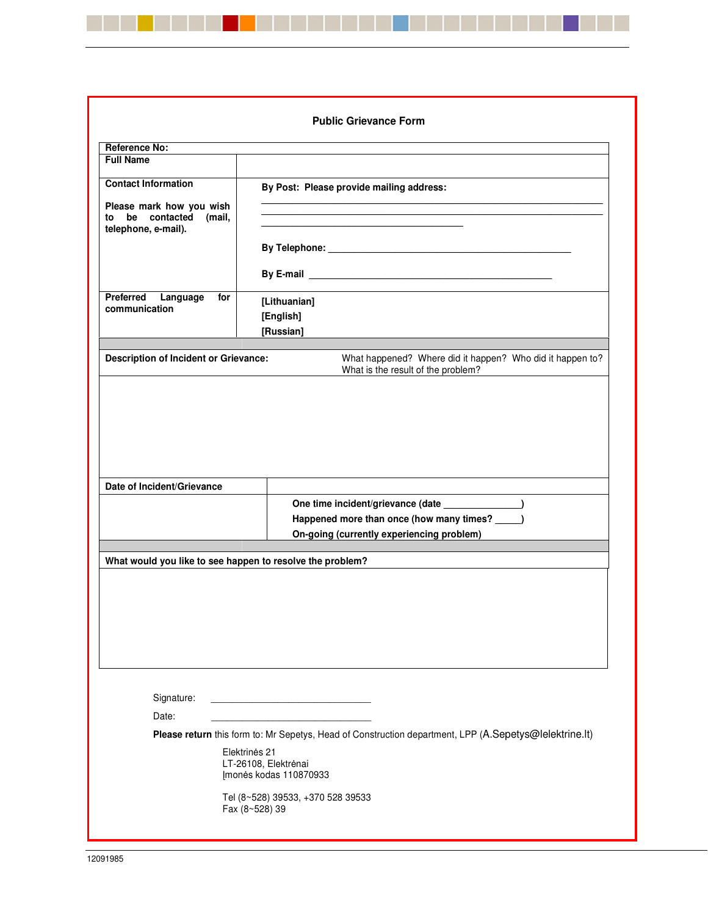## Public Grievance Form

| Reference No: | |
|---|---|
| **Full Name** | |
| **Contact Information**<br><br>**Please mark how you wish to be contacted (mail, telephone, e-mail).** | **By Post: Please provide mailing address:**<br>______________________________<br>______________________________<br>____________________<br><br>**By Telephone:** ______________________________<br><br>**By E-mail** ______________________________ |
| **Preferred Language for communication** | **[Lithuanian]**<br>**[English]**<br>**[Russian]** |

| **Description of Incident or Grievance:** | What happened? Where did it happen? Who did it happen to? What is the result of the problem? |
|---|---|
| | |

| **Date of Incident/Grievance** | |
|---|---|
| | **One time incident/grievance (date _______________)**<br>**Happened more than once (how many times? _____)**<br>**On-going (currently experiencing problem)** |

| **What would you like to see happen to resolve the problem?** |
|---|
| |

Signature: ______________________________

Date: ______________________________

**Please return** this form to: Mr Sepetys, Head of Construction department, LPP (A.Sepetys@lelektrine.lt)

Elektrinės 21
LT-26108, Elektrėnai
Įmonės kodas 110870933

Tel (8~528) 39533, +370 528 39533
Fax (8~528) 39

12091985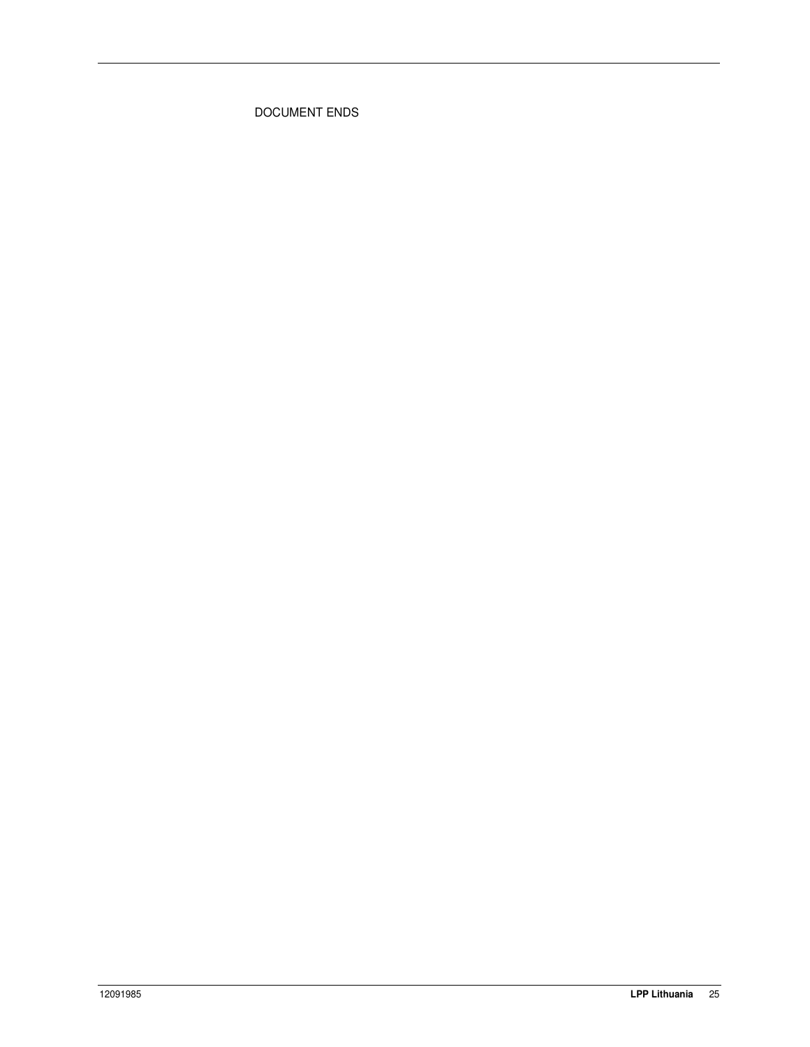DOCUMENT ENDS